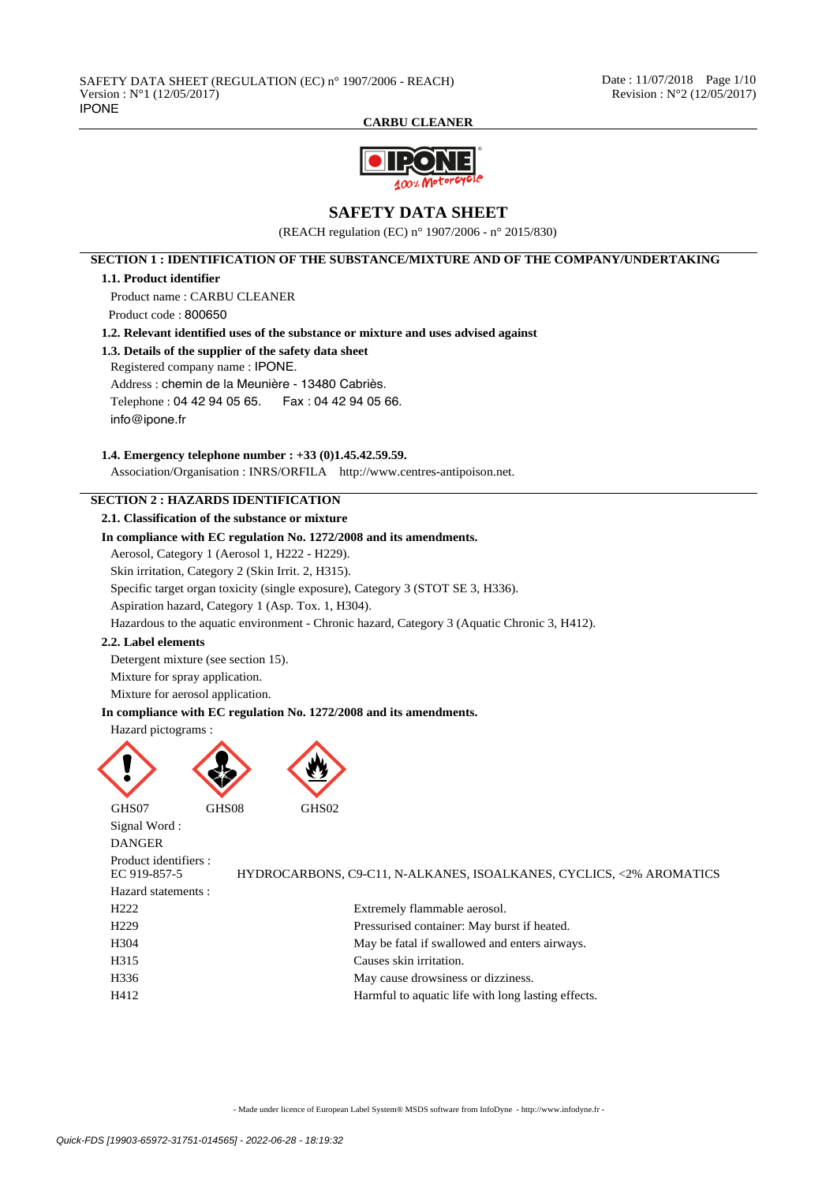# SAFETY DATA SHEET

(REACH regulation (EC) n° 1907/2006 - n° 2015/830)

## SECTION 1 : IDENTIFICATION OF THE SUBSTANCE/MIXTURE AND OF THE COMPANY/UNDERTAKING

### 1.1. Product identifier

Product name : CARBU CLEANER

Product code : 800650

### 1.2. Relevant identified uses of the substance or mixture and uses advised against

### 1.3. Details of the supplier of the safety data sheet

Registered company name : IPONE.

Address : chemin de la Meunière - 13480 Cabriès.

Telephone : 04 42 94 05 65. Fax : 04 42 94 05 66.

info@ipone.fr

### 1.4. Emergency telephone number : +33 (0)1.45.42.59.59.

Association/Organisation : INRS/ORFILA http://www.centres-antipoison.net.

## SECTION 2 : HAZARDS IDENTIFICATION

### 2.1. Classification of the substance or mixture

**In compliance with EC regulation No. 1272/2008 and its amendments.**

Aerosol, Category 1 (Aerosol 1, H222 - H229).

Skin irritation, Category 2 (Skin Irrit. 2, H315).

Specific target organ toxicity (single exposure), Category 3 (STOT SE 3, H336).

Aspiration hazard, Category 1 (Asp. Tox. 1, H304).

Hazardous to the aquatic environment - Chronic hazard, Category 3 (Aquatic Chronic 3, H412).

### 2.2. Label elements

Detergent mixture (see section 15).

Mixture for spray application.

Mixture for aerosol application.

**In compliance with EC regulation No. 1272/2008 and its amendments.**

Hazard pictograms :

GHS07 GHS08 GHS02

Signal Word :

DANGER

Product identifiers :

| | |
|---|---|
| EC 919-857-5 | HYDROCARBONS, C9-C11, N-ALKANES, ISOALKANES, CYCLICS, <2% AROMATICS |

Hazard statements :

| | |
|---|---|
| H222 | Extremely flammable aerosol. |
| H229 | Pressurised container: May burst if heated. |
| H304 | May be fatal if swallowed and enters airways. |
| H315 | Causes skin irritation. |
| H336 | May cause drowsiness or dizziness. |
| H412 | Harmful to aquatic life with long lasting effects. |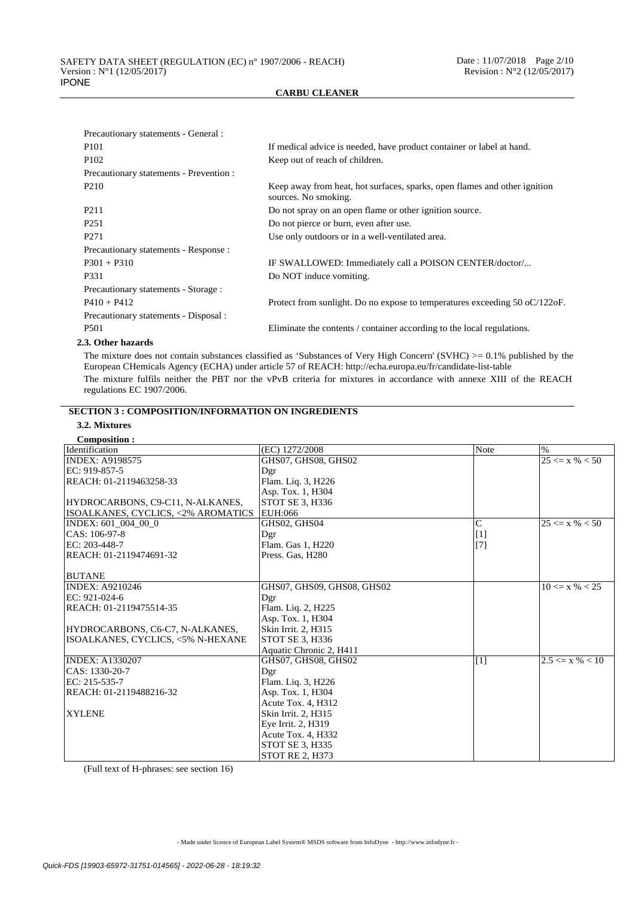Precautionary statements - General :

| | |
|---|---|
| P101 | If medical advice is needed, have product container or label at hand. |
| P102 | Keep out of reach of children. |

Precautionary statements - Prevention :

| | |
|---|---|
| P210 | Keep away from heat, hot surfaces, sparks, open flames and other ignition sources. No smoking. |
| P211 | Do not spray on an open flame or other ignition source. |
| P251 | Do not pierce or burn, even after use. |
| P271 | Use only outdoors or in a well-ventilated area. |

Precautionary statements - Response :

| | |
|---|---|
| P301 + P310 | IF SWALLOWED: Immediately call a POISON CENTER/doctor/... |
| P331 | Do NOT induce vomiting. |

Precautionary statements - Storage :

| | |
|---|---|
| P410 + P412 | Protect from sunlight. Do no expose to temperatures exceeding 50 oC/122oF. |

Precautionary statements - Disposal :

| | |
|---|---|
| P501 | Eliminate the contents / container according to the local regulations. |

### 2.3. Other hazards

The mixture does not contain substances classified as 'Substances of Very High Concern' (SVHC) >= 0.1% published by the European CHemicals Agency (ECHA) under article 57 of REACH: http://echa.europa.eu/fr/candidate-list-table

The mixture fulfils neither the PBT nor the vPvB criteria for mixtures in accordance with annexe XIII of the REACH regulations EC 1907/2006.

## SECTION 3 : COMPOSITION/INFORMATION ON INGREDIENTS

### 3.2. Mixtures

**Composition :**

| Identification | (EC) 1272/2008 | Note | % |
|---|---|---|---|
| INDEX: A9198575<br>EC: 919-857-5<br>REACH: 01-2119463258-33<br><br>HYDROCARBONS, C9-C11, N-ALKANES, ISOALKANES, CYCLICS, <2% AROMATICS | GHS07, GHS08, GHS02<br>Dgr<br>Flam. Liq. 3, H226<br>Asp. Tox. 1, H304<br>STOT SE 3, H336<br>EUH:066 | | 25 <= x % < 50 |
| INDEX: 601_004_00_0<br>CAS: 106-97-8<br>EC: 203-448-7<br>REACH: 01-2119474691-32<br><br>BUTANE | GHS02, GHS04<br>Dgr<br>Flam. Gas 1, H220<br>Press. Gas, H280 | C<br>[1]<br>[7] | 25 <= x % < 50 |
| INDEX: A9210246<br>EC: 921-024-6<br>REACH: 01-2119475514-35<br><br>HYDROCARBONS, C6-C7, N-ALKANES, ISOALKANES, CYCLICS, <5% N-HEXANE | GHS07, GHS09, GHS08, GHS02<br>Dgr<br>Flam. Liq. 2, H225<br>Asp. Tox. 1, H304<br>Skin Irrit. 2, H315<br>STOT SE 3, H336<br>Aquatic Chronic 2, H411 | | 10 <= x % < 25 |
| INDEX: A1330207<br>CAS: 1330-20-7<br>EC: 215-535-7<br>REACH: 01-2119488216-32<br><br>XYLENE | GHS07, GHS08, GHS02<br>Dgr<br>Flam. Liq. 3, H226<br>Asp. Tox. 1, H304<br>Acute Tox. 4, H312<br>Skin Irrit. 2, H315<br>Eye Irrit. 2, H319<br>Acute Tox. 4, H332<br>STOT SE 3, H335<br>STOT RE 2, H373 | [1] | 2.5 <= x % < 10 |

(Full text of H-phrases: see section 16)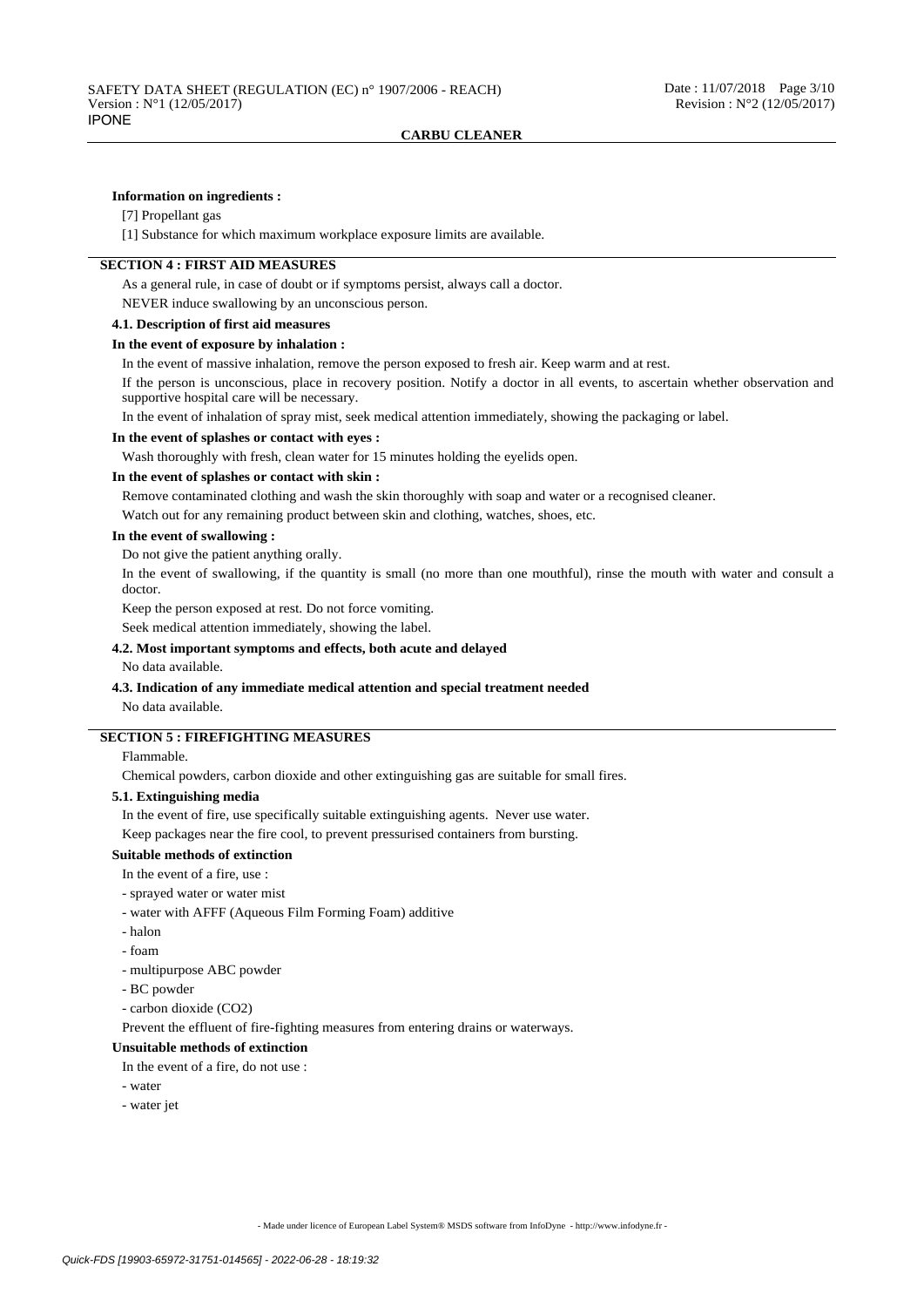**Information on ingredients :**

[7] Propellant gas

[1] Substance for which maximum workplace exposure limits are available.

## SECTION 4 : FIRST AID MEASURES

As a general rule, in case of doubt or if symptoms persist, always call a doctor.

NEVER induce swallowing by an unconscious person.

### 4.1. Description of first aid measures

**In the event of exposure by inhalation :**

In the event of massive inhalation, remove the person exposed to fresh air. Keep warm and at rest.

If the person is unconscious, place in recovery position. Notify a doctor in all events, to ascertain whether observation and supportive hospital care will be necessary.

In the event of inhalation of spray mist, seek medical attention immediately, showing the packaging or label.

**In the event of splashes or contact with eyes :**

Wash thoroughly with fresh, clean water for 15 minutes holding the eyelids open.

**In the event of splashes or contact with skin :**

Remove contaminated clothing and wash the skin thoroughly with soap and water or a recognised cleaner.

Watch out for any remaining product between skin and clothing, watches, shoes, etc.

**In the event of swallowing :**

Do not give the patient anything orally.

In the event of swallowing, if the quantity is small (no more than one mouthful), rinse the mouth with water and consult a doctor.

Keep the person exposed at rest. Do not force vomiting.

Seek medical attention immediately, showing the label.

### 4.2. Most important symptoms and effects, both acute and delayed

No data available.

### 4.3. Indication of any immediate medical attention and special treatment needed

No data available.

## SECTION 5 : FIREFIGHTING MEASURES

Flammable.

Chemical powders, carbon dioxide and other extinguishing gas are suitable for small fires.

### 5.1. Extinguishing media

In the event of fire, use specifically suitable extinguishing agents. Never use water.

Keep packages near the fire cool, to prevent pressurised containers from bursting.

**Suitable methods of extinction**

In the event of a fire, use :

- sprayed water or water mist
- water with AFFF (Aqueous Film Forming Foam) additive
- halon
- foam
- multipurpose ABC powder
- BC powder
- carbon dioxide ($CO_2$)

Prevent the effluent of fire-fighting measures from entering drains or waterways.

**Unsuitable methods of extinction**

In the event of a fire, do not use :

- water
- water jet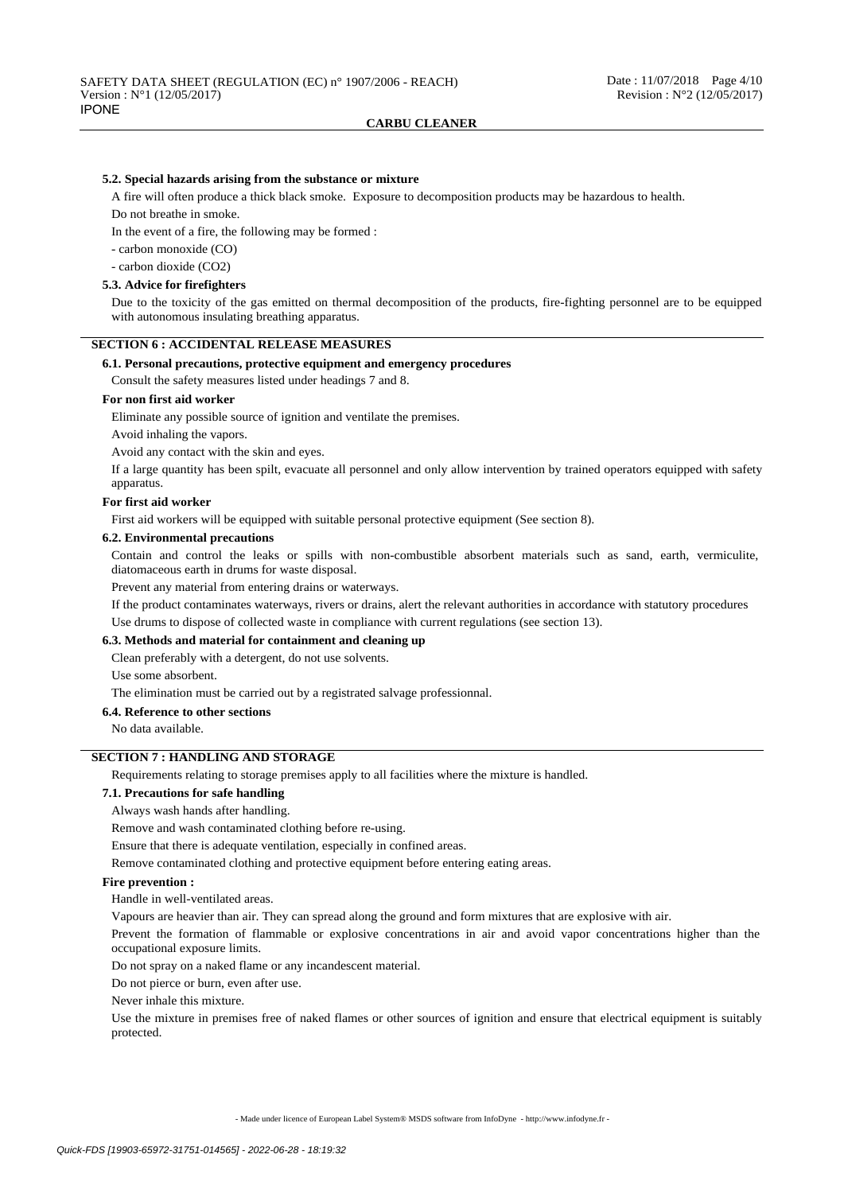#### 5.2. Special hazards arising from the substance or mixture

A fire will often produce a thick black smoke. Exposure to decomposition products may be hazardous to health.

Do not breathe in smoke.

In the event of a fire, the following may be formed :

- carbon monoxide (CO)
- carbon dioxide ($CO_2$)

#### 5.3. Advice for firefighters

Due to the toxicity of the gas emitted on thermal decomposition of the products, fire-fighting personnel are to be equipped with autonomous insulating breathing apparatus.

## SECTION 6 : ACCIDENTAL RELEASE MEASURES

#### 6.1. Personal precautions, protective equipment and emergency procedures

Consult the safety measures listed under headings 7 and 8.

**For non first aid worker**

Eliminate any possible source of ignition and ventilate the premises.

Avoid inhaling the vapors.

Avoid any contact with the skin and eyes.

If a large quantity has been spilt, evacuate all personnel and only allow intervention by trained operators equipped with safety apparatus.

**For first aid worker**

First aid workers will be equipped with suitable personal protective equipment (See section 8).

#### 6.2. Environmental precautions

Contain and control the leaks or spills with non-combustible absorbent materials such as sand, earth, vermiculite, diatomaceous earth in drums for waste disposal.

Prevent any material from entering drains or waterways.

If the product contaminates waterways, rivers or drains, alert the relevant authorities in accordance with statutory procedures

Use drums to dispose of collected waste in compliance with current regulations (see section 13).

#### 6.3. Methods and material for containment and cleaning up

Clean preferably with a detergent, do not use solvents.

Use some absorbent.

The elimination must be carried out by a registrated salvage professionnal.

#### 6.4. Reference to other sections

No data available.

## SECTION 7 : HANDLING AND STORAGE

Requirements relating to storage premises apply to all facilities where the mixture is handled.

#### 7.1. Precautions for safe handling

Always wash hands after handling.

Remove and wash contaminated clothing before re-using.

Ensure that there is adequate ventilation, especially in confined areas.

Remove contaminated clothing and protective equipment before entering eating areas.

**Fire prevention :**

Handle in well-ventilated areas.

Vapours are heavier than air. They can spread along the ground and form mixtures that are explosive with air.

Prevent the formation of flammable or explosive concentrations in air and avoid vapor concentrations higher than the occupational exposure limits.

Do not spray on a naked flame or any incandescent material.

Do not pierce or burn, even after use.

Never inhale this mixture.

Use the mixture in premises free of naked flames or other sources of ignition and ensure that electrical equipment is suitably protected.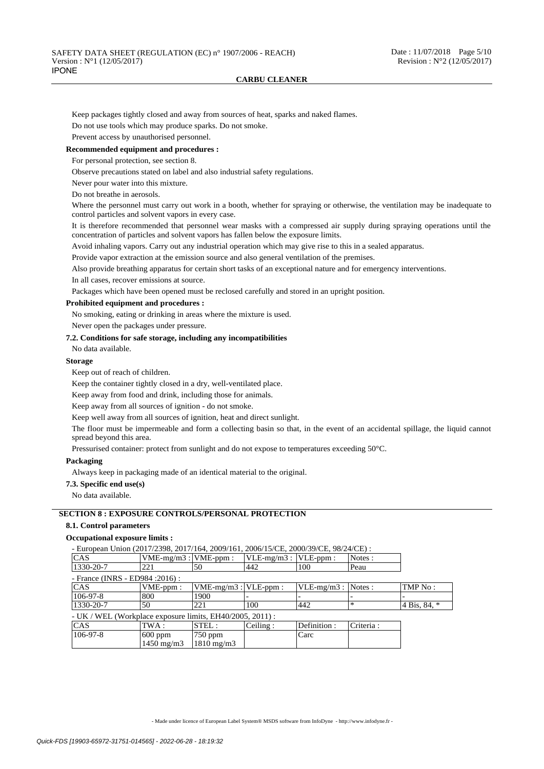Keep packages tightly closed and away from sources of heat, sparks and naked flames.

Do not use tools which may produce sparks. Do not smoke.

Prevent access by unauthorised personnel.

**Recommended equipment and procedures :**

For personal protection, see section 8.

Observe precautions stated on label and also industrial safety regulations.

Never pour water into this mixture.

Do not breathe in aerosols.

Where the personnel must carry out work in a booth, whether for spraying or otherwise, the ventilation may be inadequate to control particles and solvent vapors in every case.

It is therefore recommended that personnel wear masks with a compressed air supply during spraying operations until the concentration of particles and solvent vapors has fallen below the exposure limits.

Avoid inhaling vapors. Carry out any industrial operation which may give rise to this in a sealed apparatus.

Provide vapor extraction at the emission source and also general ventilation of the premises.

Also provide breathing apparatus for certain short tasks of an exceptional nature and for emergency interventions.

In all cases, recover emissions at source.

Packages which have been opened must be reclosed carefully and stored in an upright position.

**Prohibited equipment and procedures :**

No smoking, eating or drinking in areas where the mixture is used.

Never open the packages under pressure.

**7.2. Conditions for safe storage, including any incompatibilities**

No data available.

**Storage**

Keep out of reach of children.

Keep the container tightly closed in a dry, well-ventilated place.

Keep away from food and drink, including those for animals.

Keep away from all sources of ignition - do not smoke.

Keep well away from all sources of ignition, heat and direct sunlight.

The floor must be impermeable and form a collecting basin so that, in the event of an accidental spillage, the liquid cannot spread beyond this area.

Pressurised container: protect from sunlight and do not expose to temperatures exceeding 50°C.

**Packaging**

Always keep in packaging made of an identical material to the original.

**7.3. Specific end use(s)**

No data available.

## SECTION 8 : EXPOSURE CONTROLS/PERSONAL PROTECTION

**8.1. Control parameters**

**Occupational exposure limits :**

- European Union (2017/2398, 2017/164, 2009/161, 2006/15/CE, 2000/39/CE, 98/24/CE) :

| CAS | VME-mg/m3 : | VME-ppm : | VLE-mg/m3 : | VLE-ppm : | Notes : |
|---|---|---|---|---|---|
| 1330-20-7 | 221 | 50 | 442 | 100 | Peau |

- France (INRS - ED984 :2016) :

| CAS | VME-ppm : | VME-mg/m3 : | VLE-ppm : | VLE-mg/m3 : | Notes : | TMP No : |
|---|---|---|---|---|---|---|
| 106-97-8 | 800 | 1900 | - | - | - | - |
| 1330-20-7 | 50 | 221 | 100 | 442 | * | 4 Bis, 84, * |

- UK / WEL (Workplace exposure limits, EH40/2005, 2011) :

| CAS | TWA : | STEL : | Ceiling : | Definition : | Criteria : |
|---|---|---|---|---|---|
| 106-97-8 | 600 ppm<br>1450 mg/m3 | 750 ppm<br>1810 mg/m3 | | Carc | |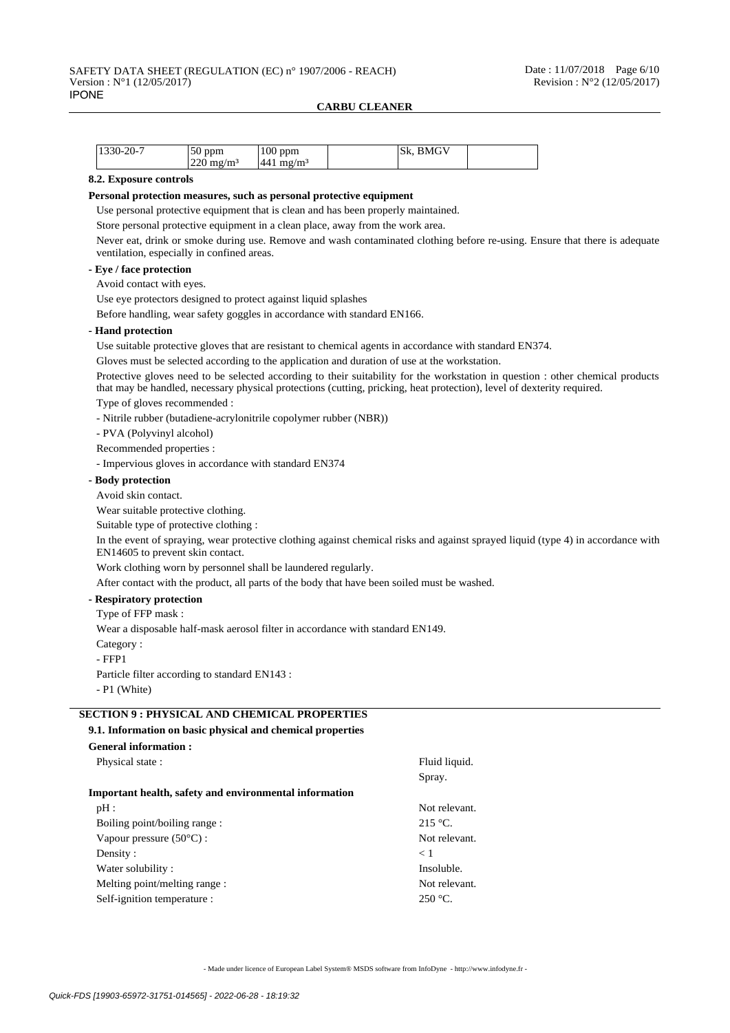| 1330-20-7 | 50 ppm<br>220 mg/m³ | 100 ppm<br>441 mg/m³ | | Sk, BMGV | |
|---|---|---|---|---|---|

**8.2. Exposure controls**

**Personal protection measures, such as personal protective equipment**

Use personal protective equipment that is clean and has been properly maintained.

Store personal protective equipment in a clean place, away from the work area.

Never eat, drink or smoke during use. Remove and wash contaminated clothing before re-using. Ensure that there is adequate ventilation, especially in confined areas.

**- Eye / face protection**

Avoid contact with eyes.

Use eye protectors designed to protect against liquid splashes

Before handling, wear safety goggles in accordance with standard EN166.

**- Hand protection**

Use suitable protective gloves that are resistant to chemical agents in accordance with standard EN374.

Gloves must be selected according to the application and duration of use at the workstation.

Protective gloves need to be selected according to their suitability for the workstation in question : other chemical products that may be handled, necessary physical protections (cutting, pricking, heat protection), level of dexterity required.

Type of gloves recommended :

- Nitrile rubber (butadiene-acrylonitrile copolymer rubber (NBR))

- PVA (Polyvinyl alcohol)

Recommended properties :

- Impervious gloves in accordance with standard EN374

**- Body protection**

Avoid skin contact.

Wear suitable protective clothing.

Suitable type of protective clothing :

In the event of spraying, wear protective clothing against chemical risks and against sprayed liquid (type 4) in accordance with EN14605 to prevent skin contact.

Work clothing worn by personnel shall be laundered regularly.

After contact with the product, all parts of the body that have been soiled must be washed.

**- Respiratory protection**

Type of FFP mask :

Wear a disposable half-mask aerosol filter in accordance with standard EN149.

Category :

- FFP1

Particle filter according to standard EN143 :

- P1 (White)

## SECTION 9 : PHYSICAL AND CHEMICAL PROPERTIES

**9.1. Information on basic physical and chemical properties**

**General information :**

| | |
|---|---|
| Physical state : | Fluid liquid.<br>Spray. |

**Important health, safety and environmental information**

| | |
|---|---|
| pH : | Not relevant. |
| Boiling point/boiling range : | 215 °C. |
| Vapour pressure (50°C) : | Not relevant. |
| Density : | < 1 |
| Water solubility : | Insoluble. |
| Melting point/melting range : | Not relevant. |
| Self-ignition temperature : | 250 °C. |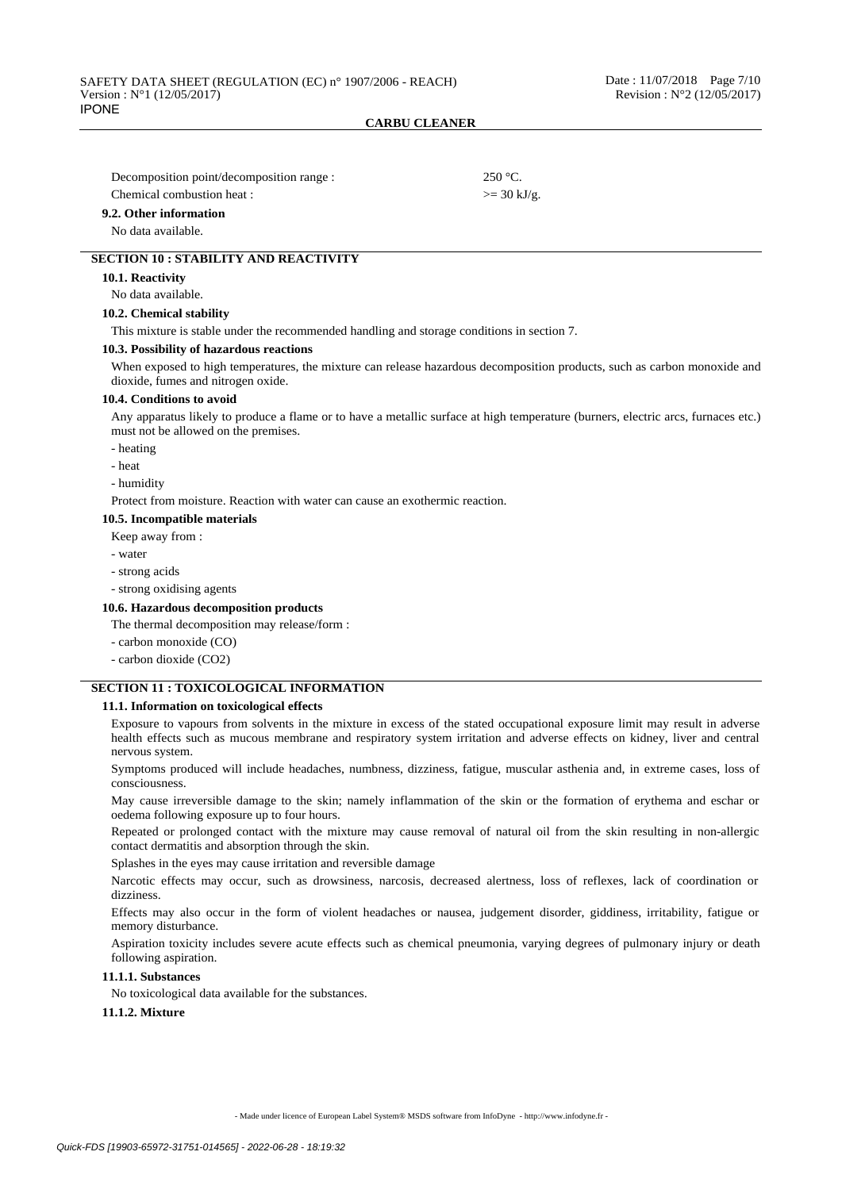Decomposition point/decomposition range : 250 °C.

Chemical combustion heat : >= 30 kJ/g.

### 9.2. Other information

No data available.

## SECTION 10 : STABILITY AND REACTIVITY

### 10.1. Reactivity

No data available.

### 10.2. Chemical stability

This mixture is stable under the recommended handling and storage conditions in section 7.

### 10.3. Possibility of hazardous reactions

When exposed to high temperatures, the mixture can release hazardous decomposition products, such as carbon monoxide and dioxide, fumes and nitrogen oxide.

### 10.4. Conditions to avoid

Any apparatus likely to produce a flame or to have a metallic surface at high temperature (burners, electric arcs, furnaces etc.) must not be allowed on the premises.

- heating
- heat
- humidity

Protect from moisture. Reaction with water can cause an exothermic reaction.

### 10.5. Incompatible materials

Keep away from :

- water
- strong acids
- strong oxidising agents

### 10.6. Hazardous decomposition products

The thermal decomposition may release/form :

- carbon monoxide (CO)
- carbon dioxide ($CO_2$)

## SECTION 11 : TOXICOLOGICAL INFORMATION

### 11.1. Information on toxicological effects

Exposure to vapours from solvents in the mixture in excess of the stated occupational exposure limit may result in adverse health effects such as mucous membrane and respiratory system irritation and adverse effects on kidney, liver and central nervous system.

Symptoms produced will include headaches, numbness, dizziness, fatigue, muscular asthenia and, in extreme cases, loss of consciousness.

May cause irreversible damage to the skin; namely inflammation of the skin or the formation of erythema and eschar or oedema following exposure up to four hours.

Repeated or prolonged contact with the mixture may cause removal of natural oil from the skin resulting in non-allergic contact dermatitis and absorption through the skin.

Splashes in the eyes may cause irritation and reversible damage

Narcotic effects may occur, such as drowsiness, narcosis, decreased alertness, loss of reflexes, lack of coordination or dizziness.

Effects may also occur in the form of violent headaches or nausea, judgement disorder, giddiness, irritability, fatigue or memory disturbance.

Aspiration toxicity includes severe acute effects such as chemical pneumonia, varying degrees of pulmonary injury or death following aspiration.

#### 11.1.1. Substances

No toxicological data available for the substances.

#### 11.1.2. Mixture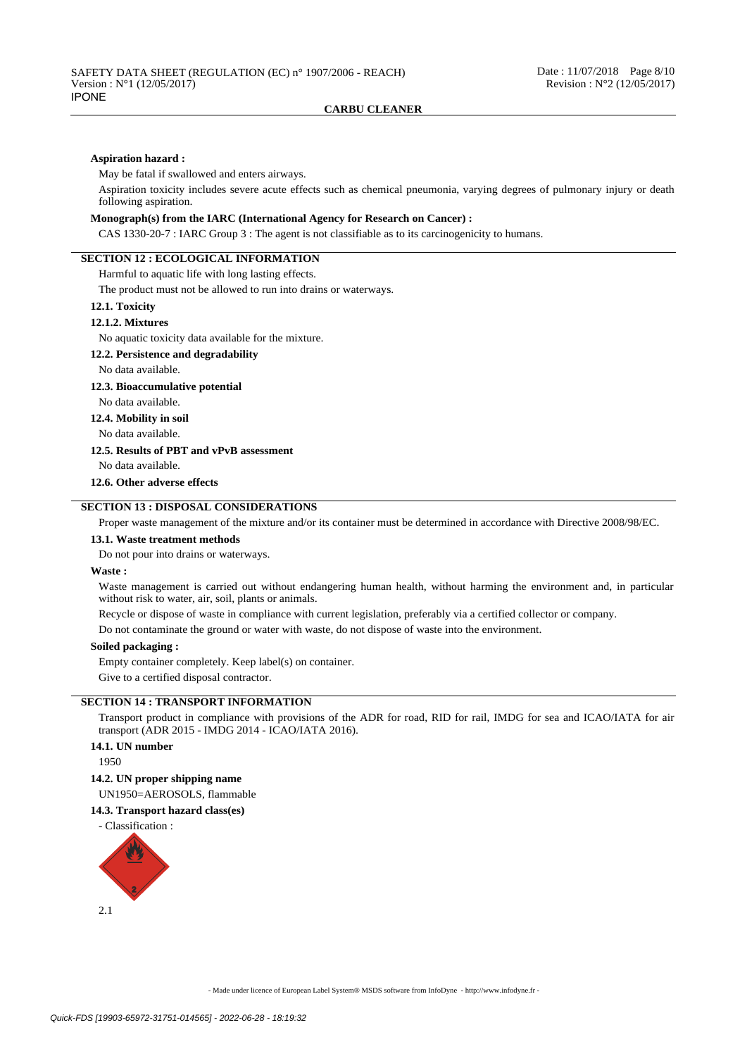**Aspiration hazard :**

May be fatal if swallowed and enters airways.

Aspiration toxicity includes severe acute effects such as chemical pneumonia, varying degrees of pulmonary injury or death following aspiration.

**Monograph(s) from the IARC (International Agency for Research on Cancer) :**

CAS 1330-20-7 : IARC Group 3 : The agent is not classifiable as to its carcinogenicity to humans.

## SECTION 12 : ECOLOGICAL INFORMATION

Harmful to aquatic life with long lasting effects.

The product must not be allowed to run into drains or waterways.

### 12.1. Toxicity

#### 12.1.2. Mixtures

No aquatic toxicity data available for the mixture.

### 12.2. Persistence and degradability

No data available.

### 12.3. Bioaccumulative potential

No data available.

### 12.4. Mobility in soil

No data available.

### 12.5. Results of PBT and vPvB assessment

No data available.

### 12.6. Other adverse effects

## SECTION 13 : DISPOSAL CONSIDERATIONS

Proper waste management of the mixture and/or its container must be determined in accordance with Directive 2008/98/EC.

### 13.1. Waste treatment methods

Do not pour into drains or waterways.

**Waste :**

Waste management is carried out without endangering human health, without harming the environment and, in particular without risk to water, air, soil, plants or animals.

Recycle or dispose of waste in compliance with current legislation, preferably via a certified collector or company.

Do not contaminate the ground or water with waste, do not dispose of waste into the environment.

**Soiled packaging :**

Empty container completely. Keep label(s) on container.

Give to a certified disposal contractor.

## SECTION 14 : TRANSPORT INFORMATION

Transport product in compliance with provisions of the ADR for road, RID for rail, IMDG for sea and ICAO/IATA for air transport (ADR 2015 - IMDG 2014 - ICAO/IATA 2016).

### 14.1. UN number

1950

### 14.2. UN proper shipping name

UN1950=AEROSOLS, flammable

### 14.3. Transport hazard class(es)

- Classification :

2.1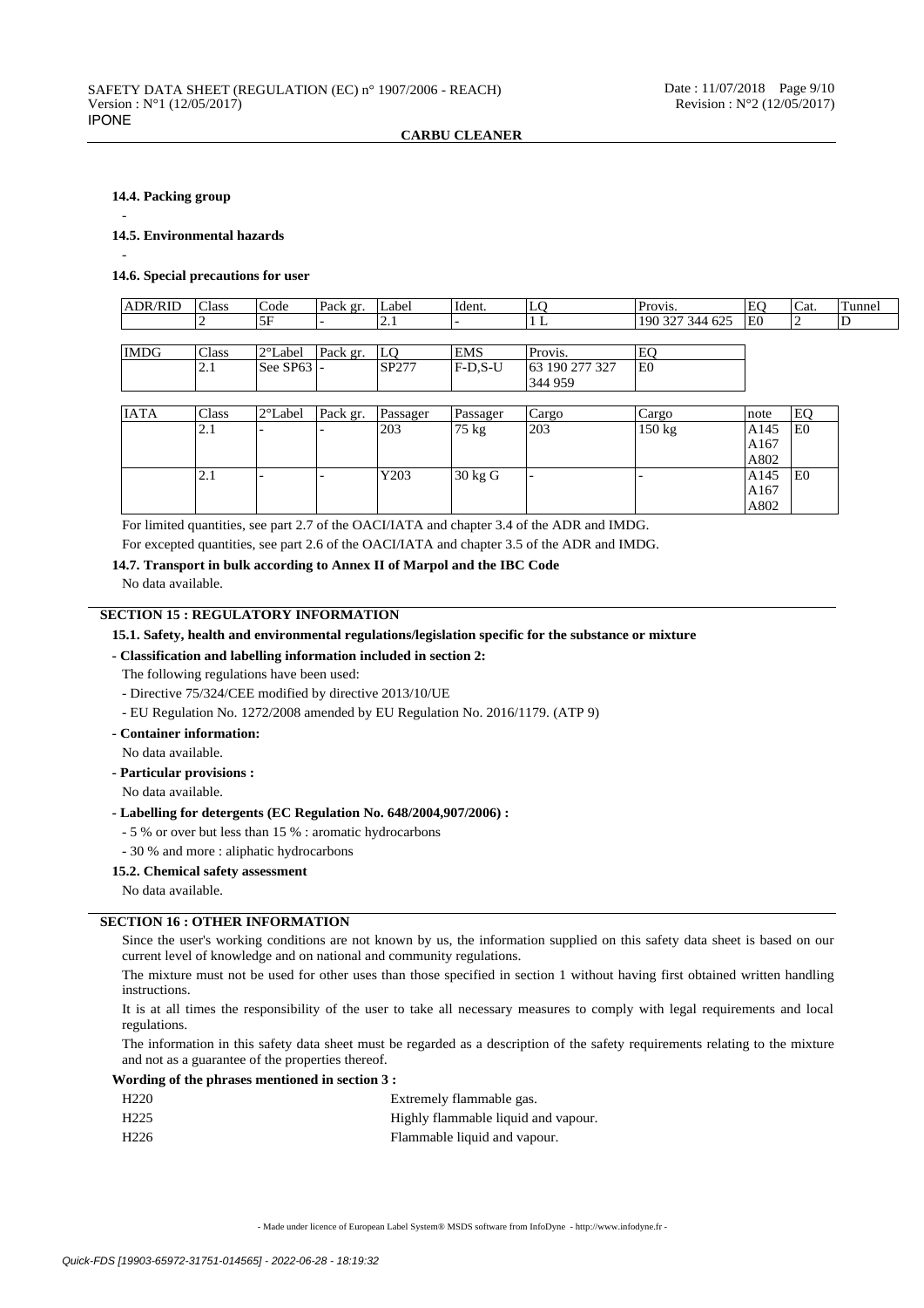#### 14.4. Packing group

-

#### 14.5. Environmental hazards

-

#### 14.6. Special precautions for user

| ADR/RID | Class | Code | Pack gr. | Label | Ident. | LQ | Provis. | EQ | Cat. | Tunnel |
|---|---|---|---|---|---|---|---|---|---|---|
| | 2 | 5F | - | 2.1 | - | 1 L | 190 327 344 625 | E0 | 2 | D |

| IMDG | Class | 2°Label | Pack gr. | LQ | EMS | Provis. | EQ |
|---|---|---|---|---|---|---|---|
| | 2.1 | See SP63 | - | SP277 | F-D,S-U | 63 190 277 327 344 959 | E0 |

| IATA | Class | 2°Label | Pack gr. | Passager | Passager | Cargo | Cargo | note | EQ |
|---|---|---|---|---|---|---|---|---|---|
| | 2.1 | - | - | 203 | 75 kg | 203 | 150 kg | A145 A167 A802 | E0 |
| | 2.1 | - | - | Y203 | 30 kg G | - | - | A145 A167 A802 | E0 |

For limited quantities, see part 2.7 of the OACI/IATA and chapter 3.4 of the ADR and IMDG.

For excepted quantities, see part 2.6 of the OACI/IATA and chapter 3.5 of the ADR and IMDG.

#### 14.7. Transport in bulk according to Annex II of Marpol and the IBC Code

No data available.

## SECTION 15 : REGULATORY INFORMATION

#### 15.1. Safety, health and environmental regulations/legislation specific for the substance or mixture

**- Classification and labelling information included in section 2:**

The following regulations have been used:

- Directive 75/324/CEE modified by directive 2013/10/UE
- EU Regulation No. 1272/2008 amended by EU Regulation No. 2016/1179. (ATP 9)

**- Container information:**

No data available.

**- Particular provisions :**

No data available.

**- Labelling for detergents (EC Regulation No. 648/2004,907/2006) :**

- 5 % or over but less than 15 % : aromatic hydrocarbons
- 30 % and more : aliphatic hydrocarbons

#### 15.2. Chemical safety assessment

No data available.

## SECTION 16 : OTHER INFORMATION

Since the user's working conditions are not known by us, the information supplied on this safety data sheet is based on our current level of knowledge and on national and community regulations.

The mixture must not be used for other uses than those specified in section 1 without having first obtained written handling instructions.

It is at all times the responsibility of the user to take all necessary measures to comply with legal requirements and local regulations.

The information in this safety data sheet must be regarded as a description of the safety requirements relating to the mixture and not as a guarantee of the properties thereof.

**Wording of the phrases mentioned in section 3 :**

| | |
|---|---|
| H220 | Extremely flammable gas. |
| H225 | Highly flammable liquid and vapour. |
| H226 | Flammable liquid and vapour. |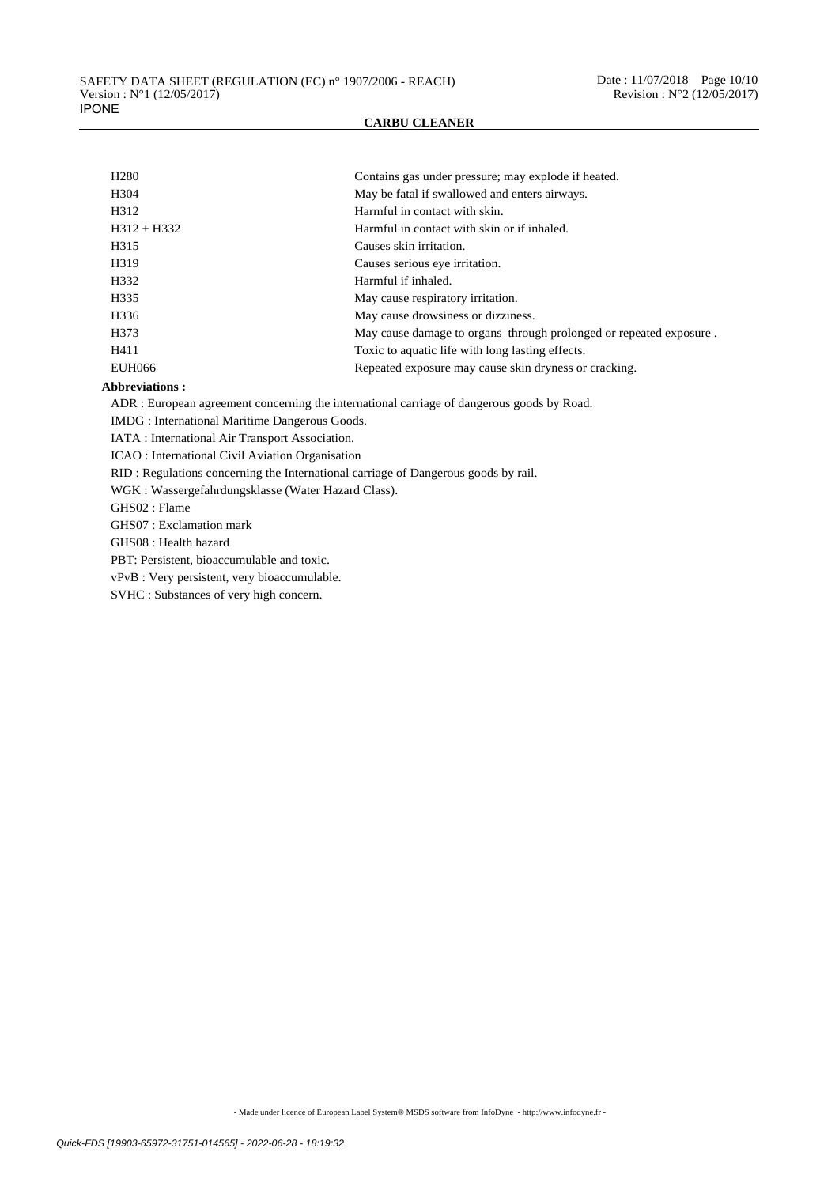| | |
|---|---|
| H280 | Contains gas under pressure; may explode if heated. |
| H304 | May be fatal if swallowed and enters airways. |
| H312 | Harmful in contact with skin. |
| H312 + H332 | Harmful in contact with skin or if inhaled. |
| H315 | Causes skin irritation. |
| H319 | Causes serious eye irritation. |
| H332 | Harmful if inhaled. |
| H335 | May cause respiratory irritation. |
| H336 | May cause drowsiness or dizziness. |
| H373 | May cause damage to organs through prolonged or repeated exposure . |
| H411 | Toxic to aquatic life with long lasting effects. |
| EUH066 | Repeated exposure may cause skin dryness or cracking. |

**Abbreviations :**

ADR : European agreement concerning the international carriage of dangerous goods by Road.

IMDG : International Maritime Dangerous Goods.

IATA : International Air Transport Association.

ICAO : International Civil Aviation Organisation

RID : Regulations concerning the International carriage of Dangerous goods by rail.

WGK : Wassergefahrdungsklasse (Water Hazard Class).

GHS02 : Flame

GHS07 : Exclamation mark

GHS08 : Health hazard

PBT: Persistent, bioaccumulable and toxic.

vPvB : Very persistent, very bioaccumulable.

SVHC : Substances of very high concern.